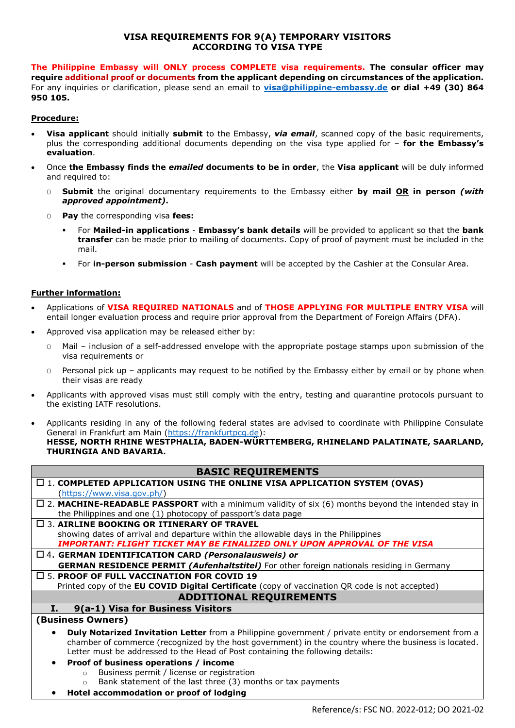# VISA REQUIREMENTS FOR 9(A) TEMPORARY VISITORS ACCORDING TO VISA TYPE

**The Philippine Embassy will ONLY process COMPLETE visa requirements. The consular officer may require additional proof or documents from the applicant depending on circumstances of the application.** For any inquiries or clarification, please send an email to **visa@philippine-embassy.de** **or dial +49 (30) 864 950 105.**

## Procedure:

- **Visa applicant** should initially **submit** to the Embassy, ***via email***, scanned copy of the basic requirements, plus the corresponding additional documents depending on the visa type applied for – **for the Embassy's evaluation**.
- Once **the Embassy finds the *emailed* documents to be in order**, the **Visa applicant** will be duly informed and required to:
  - **Submit** the original documentary requirements to the Embassy either **by mail OR in person *(with approved appointment)*.**
  - **Pay** the corresponding visa **fees:**
    - For **Mailed-in applications** - **Embassy's bank details** will be provided to applicant so that the **bank transfer** can be made prior to mailing of documents. Copy of proof of payment must be included in the mail.
    - For **in-person submission** - **Cash payment** will be accepted by the Cashier at the Consular Area.

## Further information:

- Applications of **VISA REQUIRED NATIONALS** and of **THOSE APPLYING FOR MULTIPLE ENTRY VISA** will entail longer evaluation process and require prior approval from the Department of Foreign Affairs (DFA).
- Approved visa application may be released either by:
  - Mail – inclusion of a self-addressed envelope with the appropriate postage stamps upon submission of the visa requirements or
  - Personal pick up – applicants may request to be notified by the Embassy either by email or by phone when their visas are ready
- Applicants with approved visas must still comply with the entry, testing and quarantine protocols pursuant to the existing IATF resolutions.
- Applicants residing in any of the following federal states are advised to coordinate with Philippine Consulate General in Frankfurt am Main (https://frankfurtpcg.de):
  **HESSE, NORTH RHINE WESTPHALIA, BADEN-WÜRTTEMBERG, RHINELAND PALATINATE, SAARLAND, THURINGIA AND BAVARIA.**

## BASIC REQUIREMENTS

☐ 1. **COMPLETED APPLICATION USING THE ONLINE VISA APPLICATION SYSTEM (OVAS)** (https://www.visa.gov.ph/)

☐ 2. **MACHINE-READABLE PASSPORT** with a minimum validity of six (6) months beyond the intended stay in the Philippines and one (1) photocopy of passport's data page

☐ 3. **AIRLINE BOOKING OR ITINERARY OF TRAVEL** showing dates of arrival and departure within the allowable days in the Philippines
***IMPORTANT: FLIGHT TICKET MAY BE FINALIZED ONLY UPON APPROVAL OF THE VISA***

☐ 4. **GERMAN IDENTIFICATION CARD *(Personalausweis)* or**
**GERMAN RESIDENCE PERMIT *(Aufenthaltstitel)*** For other foreign nationals residing in Germany

☐ 5. **PROOF OF FULL VACCINATION FOR COVID 19**
Printed copy of the **EU COVID Digital Certificate** (copy of vaccination QR code is not accepted)

## ADDITIONAL REQUIREMENTS

### I. 9(a-1) Visa for Business Visitors

**(Business Owners)**

- **Duly Notarized Invitation Letter** from a Philippine government / private entity or endorsement from a chamber of commerce (recognized by the host government) in the country where the business is located. Letter must be addressed to the Head of Post containing the following details:
- **Proof of business operations / income**
  - Business permit / license or registration
  - Bank statement of the last three (3) months or tax payments
- **Hotel accommodation or proof of lodging**

Reference/s: FSC NO. 2022-012; DO 2021-02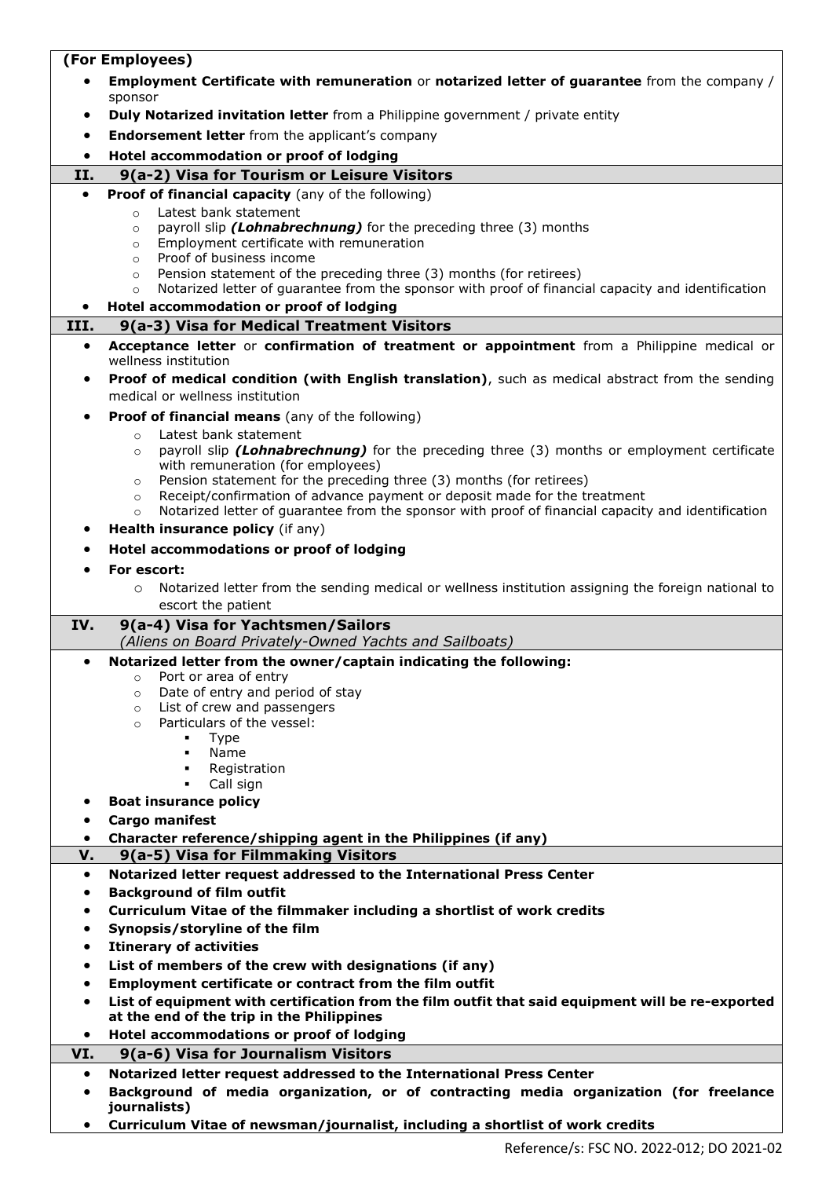**(For Employees)**

- **Employment Certificate with remuneration** or **notarized letter of guarantee** from the company / sponsor
- **Duly Notarized invitation letter** from a Philippine government / private entity
- **Endorsement letter** from the applicant's company
- **Hotel accommodation or proof of lodging**

## II. 9(a-2) Visa for Tourism or Leisure Visitors

- **Proof of financial capacity** (any of the following)
  - Latest bank statement
  - payroll slip ***(Lohnabrechnung)*** for the preceding three (3) months
  - Employment certificate with remuneration
  - Proof of business income
  - Pension statement of the preceding three (3) months (for retirees)
  - Notarized letter of guarantee from the sponsor with proof of financial capacity and identification
- **Hotel accommodation or proof of lodging**

## III. 9(a-3) Visa for Medical Treatment Visitors

- **Acceptance letter** or **confirmation of treatment or appointment** from a Philippine medical or wellness institution
- **Proof of medical condition (with English translation)**, such as medical abstract from the sending medical or wellness institution
- **Proof of financial means** (any of the following)
  - Latest bank statement
  - payroll slip ***(Lohnabrechnung)*** for the preceding three (3) months or employment certificate with remuneration (for employees)
  - Pension statement for the preceding three (3) months (for retirees)
  - Receipt/confirmation of advance payment or deposit made for the treatment
  - Notarized letter of guarantee from the sponsor with proof of financial capacity and identification
- **Health insurance policy** (if any)
- **Hotel accommodations or proof of lodging**
- **For escort:**
  - Notarized letter from the sending medical or wellness institution assigning the foreign national to escort the patient

## IV. 9(a-4) Visa for Yachtsmen/Sailors

*(Aliens on Board Privately-Owned Yachts and Sailboats)*

- **Notarized letter from the owner/captain indicating the following:**
  - Port or area of entry
  - Date of entry and period of stay
  - List of crew and passengers
  - Particulars of the vessel:
    - Type
    - Name
    - Registration
    - Call sign
- **Boat insurance policy**
- **Cargo manifest**
- **Character reference/shipping agent in the Philippines (if any)**

## V. 9(a-5) Visa for Filmmaking Visitors

- **Notarized letter request addressed to the International Press Center**
- **Background of film outfit**
- **Curriculum Vitae of the filmmaker including a shortlist of work credits**
- **Synopsis/storyline of the film**
- **Itinerary of activities**
- **List of members of the crew with designations (if any)**
- **Employment certificate or contract from the film outfit**
- **List of equipment with certification from the film outfit that said equipment will be re-exported at the end of the trip in the Philippines**
- **Hotel accommodations or proof of lodging**

## VI. 9(a-6) Visa for Journalism Visitors

- **Notarized letter request addressed to the International Press Center**
- **Background of media organization, or of contracting media organization (for freelance journalists)**
- **Curriculum Vitae of newsman/journalist, including a shortlist of work credits**

Reference/s: FSC NO. 2022-012; DO 2021-02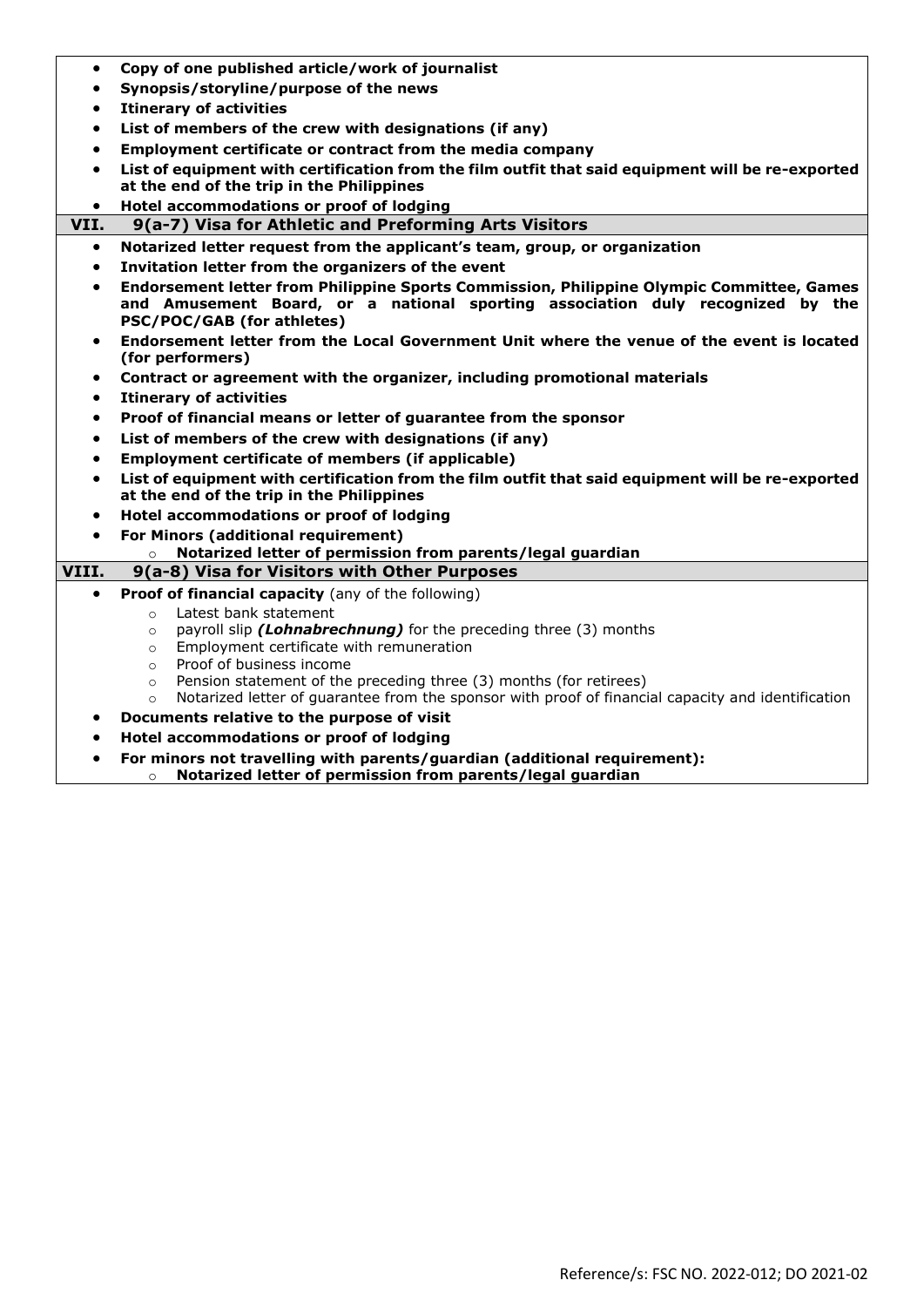- **Copy of one published article/work of journalist**
- **Synopsis/storyline/purpose of the news**
- **Itinerary of activities**
- **List of members of the crew with designations (if any)**
- **Employment certificate or contract from the media company**
- **List of equipment with certification from the film outfit that said equipment will be re-exported at the end of the trip in the Philippines**
- **Hotel accommodations or proof of lodging**

## VII. 9(a-7) Visa for Athletic and Preforming Arts Visitors

- **Notarized letter request from the applicant's team, group, or organization**
- **Invitation letter from the organizers of the event**
- **Endorsement letter from Philippine Sports Commission, Philippine Olympic Committee, Games and Amusement Board, or a national sporting association duly recognized by the PSC/POC/GAB (for athletes)**
- **Endorsement letter from the Local Government Unit where the venue of the event is located (for performers)**
- **Contract or agreement with the organizer, including promotional materials**
- **Itinerary of activities**
- **Proof of financial means or letter of guarantee from the sponsor**
- **List of members of the crew with designations (if any)**
- **Employment certificate of members (if applicable)**
- **List of equipment with certification from the film outfit that said equipment will be re-exported at the end of the trip in the Philippines**
- **Hotel accommodations or proof of lodging**
- **For Minors (additional requirement)**
  - **Notarized letter of permission from parents/legal guardian**

## VIII. 9(a-8) Visa for Visitors with Other Purposes

- **Proof of financial capacity** (any of the following)
  - Latest bank statement
  - payroll slip ***(Lohnabrechnung)*** for the preceding three (3) months
  - Employment certificate with remuneration
  - Proof of business income
  - Pension statement of the preceding three (3) months (for retirees)
  - Notarized letter of guarantee from the sponsor with proof of financial capacity and identification
- **Documents relative to the purpose of visit**
- **Hotel accommodations or proof of lodging**
- **For minors not travelling with parents/guardian (additional requirement):**
  - **Notarized letter of permission from parents/legal guardian**

Reference/s: FSC NO. 2022-012; DO 2021-02